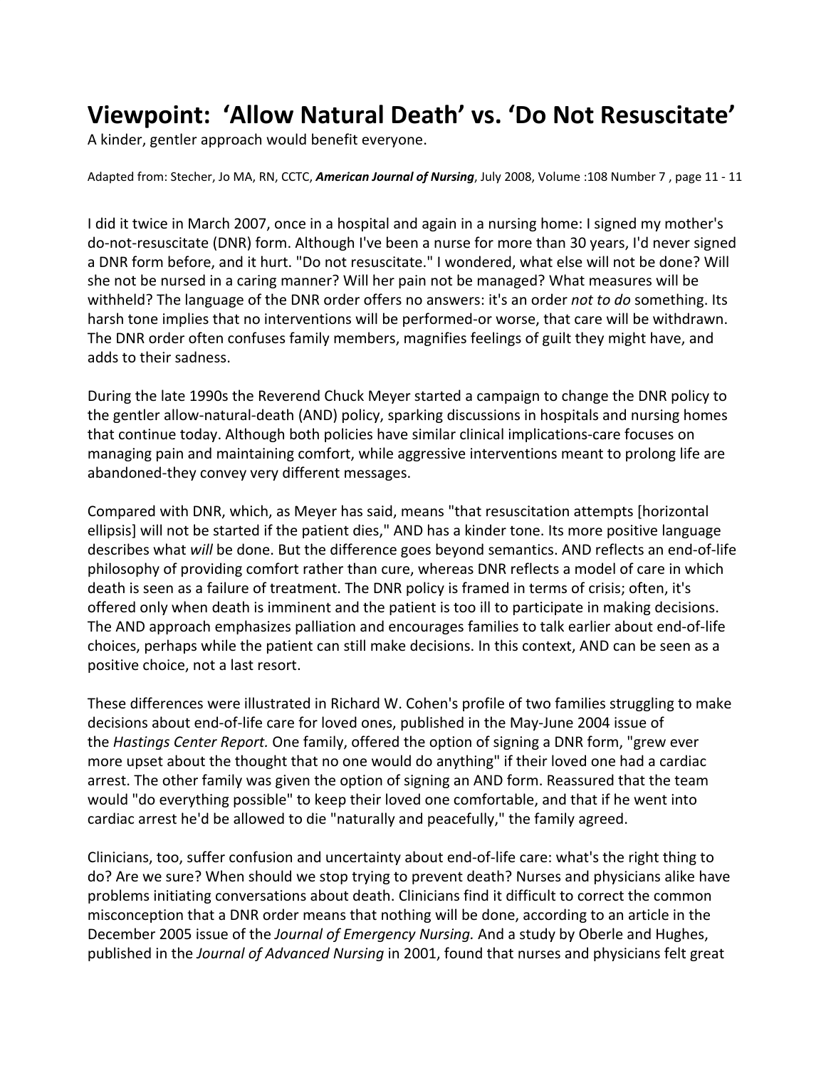# Viewpoint: 'Allow Natural Death' vs. 'Do Not Resuscitate'

A kinder, gentler approach would benefit everyone.

Adapted from: Stecher, Jo MA, RN, CCTC, ***American Journal of Nursing***, July 2008, Volume :108 Number 7 , page 11 - 11

I did it twice in March 2007, once in a hospital and again in a nursing home: I signed my mother's do-not-resuscitate (DNR) form. Although I've been a nurse for more than 30 years, I'd never signed a DNR form before, and it hurt. "Do not resuscitate." I wondered, what else will not be done? Will she not be nursed in a caring manner? Will her pain not be managed? What measures will be withheld? The language of the DNR order offers no answers: it's an order *not to do* something. Its harsh tone implies that no interventions will be performed-or worse, that care will be withdrawn. The DNR order often confuses family members, magnifies feelings of guilt they might have, and adds to their sadness.

During the late 1990s the Reverend Chuck Meyer started a campaign to change the DNR policy to the gentler allow-natural-death (AND) policy, sparking discussions in hospitals and nursing homes that continue today. Although both policies have similar clinical implications-care focuses on managing pain and maintaining comfort, while aggressive interventions meant to prolong life are abandoned-they convey very different messages.

Compared with DNR, which, as Meyer has said, means "that resuscitation attempts [horizontal ellipsis] will not be started if the patient dies," AND has a kinder tone. Its more positive language describes what *will* be done. But the difference goes beyond semantics. AND reflects an end-of-life philosophy of providing comfort rather than cure, whereas DNR reflects a model of care in which death is seen as a failure of treatment. The DNR policy is framed in terms of crisis; often, it's offered only when death is imminent and the patient is too ill to participate in making decisions. The AND approach emphasizes palliation and encourages families to talk earlier about end-of-life choices, perhaps while the patient can still make decisions. In this context, AND can be seen as a positive choice, not a last resort.

These differences were illustrated in Richard W. Cohen's profile of two families struggling to make decisions about end-of-life care for loved ones, published in the May-June 2004 issue of the *Hastings Center Report.* One family, offered the option of signing a DNR form, "grew ever more upset about the thought that no one would do anything" if their loved one had a cardiac arrest. The other family was given the option of signing an AND form. Reassured that the team would "do everything possible" to keep their loved one comfortable, and that if he went into cardiac arrest he'd be allowed to die "naturally and peacefully," the family agreed.

Clinicians, too, suffer confusion and uncertainty about end-of-life care: what's the right thing to do? Are we sure? When should we stop trying to prevent death? Nurses and physicians alike have problems initiating conversations about death. Clinicians find it difficult to correct the common misconception that a DNR order means that nothing will be done, according to an article in the December 2005 issue of the *Journal of Emergency Nursing.* And a study by Oberle and Hughes, published in the *Journal of Advanced Nursing* in 2001, found that nurses and physicians felt great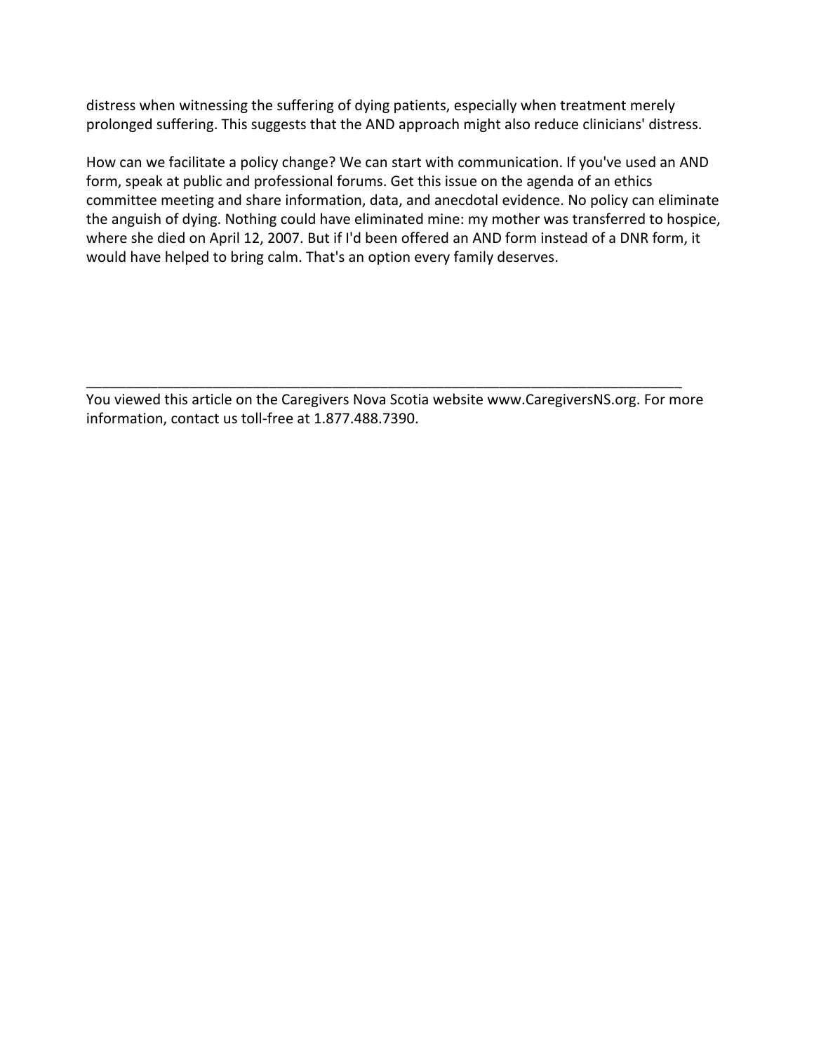distress when witnessing the suffering of dying patients, especially when treatment merely prolonged suffering. This suggests that the AND approach might also reduce clinicians' distress.

How can we facilitate a policy change? We can start with communication. If you've used an AND form, speak at public and professional forums. Get this issue on the agenda of an ethics committee meeting and share information, data, and anecdotal evidence. No policy can eliminate the anguish of dying. Nothing could have eliminated mine: my mother was transferred to hospice, where she died on April 12, 2007. But if I'd been offered an AND form instead of a DNR form, it would have helped to bring calm. That's an option every family deserves.

---

You viewed this article on the Caregivers Nova Scotia website www.CaregiversNS.org. For more information, contact us toll-free at 1.877.488.7390.